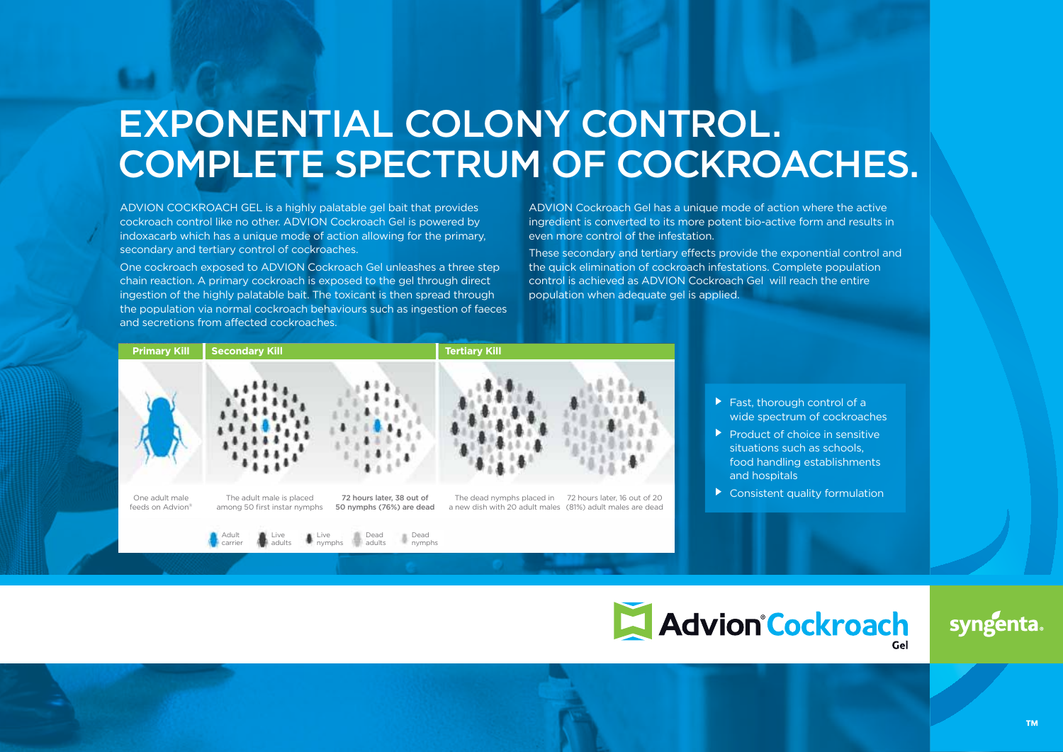# EXPONENTIAL COLONY CONTROL. COMPLETE SPECTRUM OF COCKROACHES.

ADVION COCKROACH GEL is a highly palatable gel bait that provides cockroach control like no other. ADVION Cockroach Gel is powered by indoxacarb which has a unique mode of action allowing for the primary, secondary and tertiary control of cockroaches.

One cockroach exposed to ADVION Cockroach Gel unleashes a three step chain reaction. A primary cockroach is exposed to the gel through direct ingestion of the highly palatable bait. The toxicant is then spread through the population via normal cockroach behaviours such as ingestion of faeces and secretions from affected cockroaches.

ADVION Cockroach Gel has a unique mode of action where the active ingredient is converted to its more potent bio-active form and results in even more control of the infestation.

These secondary and tertiary effects provide the exponential control and the quick elimination of cockroach infestations. Complete population control is achieved as ADVION Cockroach Gel will reach the entire population when adequate gel is applied.

| Primary Kill | Secondary Kill | | Tertiary Kill | |
|---|---|---|---|---|
| One adult male feeds on Advion® | The adult male is placed among 50 first instar nymphs | **72 hours later, 38 out of 50 nymphs (76%) are dead** | The dead nymphs placed in a new dish with 20 adult males | 72 hours later, 16 out of 20 (81%) adult males are dead |

Adult carrier · Live adults · Live nymphs · Dead adults · Dead nymphs

- Fast, thorough control of a wide spectrum of cockroaches
- Product of choice in sensitive situations such as schools, food handling establishments and hospitals
- Consistent quality formulation

Advion® Cockroach Gel

syngenta.

TM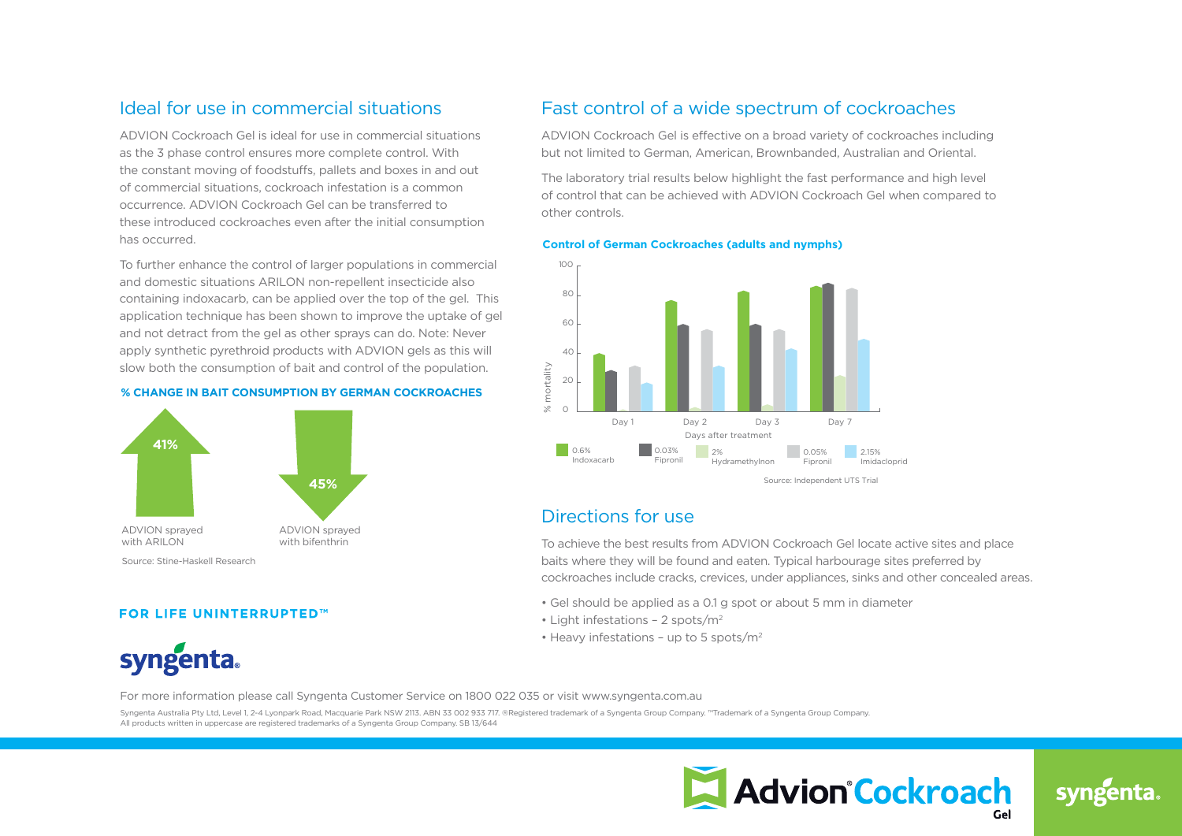## Ideal for use in commercial situations

ADVION Cockroach Gel is ideal for use in commercial situations as the 3 phase control ensures more complete control. With the constant moving of foodstuffs, pallets and boxes in and out of commercial situations, cockroach infestation is a common occurrence. ADVION Cockroach Gel can be transferred to these introduced cockroaches even after the initial consumption has occurred.

To further enhance the control of larger populations in commercial and domestic situations ARILON non-repellent insecticide also containing indoxacarb, can be applied over the top of the gel. This application technique has been shown to improve the uptake of gel and not detract from the gel as other sprays can do. Note: Never apply synthetic pyrethroid products with ADVION gels as this will slow both the consumption of bait and control of the population.

**% CHANGE IN BAIT CONSUMPTION BY GERMAN COCKROACHES**

41%
ADVION sprayed with ARILON

45%
ADVION sprayed with bifenthrin

Source: Stine-Haskell Research

**FOR LIFE UNINTERRUPTED™**

## Fast control of a wide spectrum of cockroaches

ADVION Cockroach Gel is effective on a broad variety of cockroaches including but not limited to German, American, Brownbanded, Australian and Oriental.

The laboratory trial results below highlight the fast performance and high level of control that can be achieved with ADVION Cockroach Gel when compared to other controls.

**Control of German Cockroaches (adults and nymphs)**

% mortality
100
80
60
40
20
0
Day 1
Day 2
Day 3
Day 7
Days after treatment

0.6% Indoxacarb
0.03% Fipronil
2% Hydramethylnon
0.05% Fipronil
2.15% Imidacloprid

Source: Independent UTS Trial

## Directions for use

To achieve the best results from ADVION Cockroach Gel locate active sites and place baits where they will be found and eaten. Typical harbourage sites preferred by cockroaches include cracks, crevices, under appliances, sinks and other concealed areas.

- Gel should be applied as a 0.1 g spot or about 5 mm in diameter
- Light infestations – 2 spots/$m^2$
- Heavy infestations – up to 5 spots/$m^2$

For more information please call Syngenta Customer Service on 1800 022 035 or visit www.syngenta.com.au

Syngenta Australia Pty Ltd, Level 1, 2-4 Lyonpark Road, Macquarie Park NSW 2113. ABN 33 002 933 717. ®Registered trademark of a Syngenta Group Company. ™Trademark of a Syngenta Group Company. All products written in uppercase are registered trademarks of a Syngenta Group Company. SB 13/644